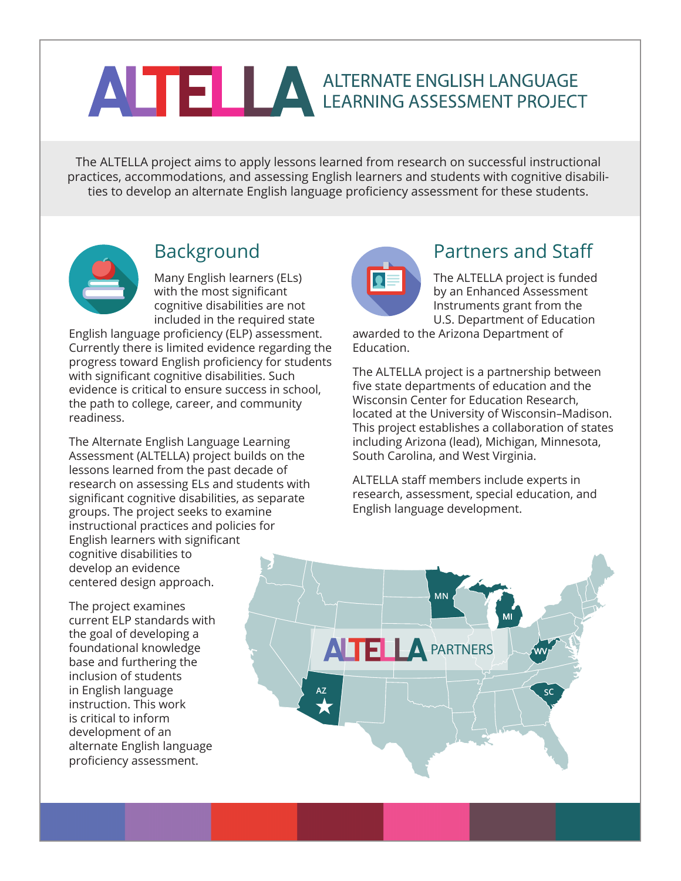# ALTELLA ALTERNATE ENGLISH LANGUAGE LEARNING ASSESSMENT PROJECT

The ALTELLA project aims to apply lessons learned from research on successful instructional practices, accommodations, and assessing English learners and students with cognitive disabilities to develop an alternate English language proficiency assessment for these students.

## Background

Many English learners (ELs) with the most significant cognitive disabilities are not included in the required state English language proficiency (ELP) assessment. Currently there is limited evidence regarding the progress toward English proficiency for students with significant cognitive disabilities. Such evidence is critical to ensure success in school, the path to college, career, and community readiness.

The Alternate English Language Learning Assessment (ALTELLA) project builds on the lessons learned from the past decade of research on assessing ELs and students with significant cognitive disabilities, as separate groups. The project seeks to examine instructional practices and policies for English learners with significant cognitive disabilities to develop an evidence centered design approach.

The project examines current ELP standards with the goal of developing a foundational knowledge base and furthering the inclusion of students in English language instruction. This work is critical to inform development of an alternate English language proficiency assessment.

## Partners and Staff

The ALTELLA project is funded by an Enhanced Assessment Instruments grant from the U.S. Department of Education awarded to the Arizona Department of Education.

The ALTELLA project is a partnership between five state departments of education and the Wisconsin Center for Education Research, located at the University of Wisconsin–Madison. This project establishes a collaboration of states including Arizona (lead), Michigan, Minnesota, South Carolina, and West Virginia.

ALTELLA staff members include experts in research, assessment, special education, and English language development.

ALTELLA PARTNERS: MN, MI, WV, SC, AZ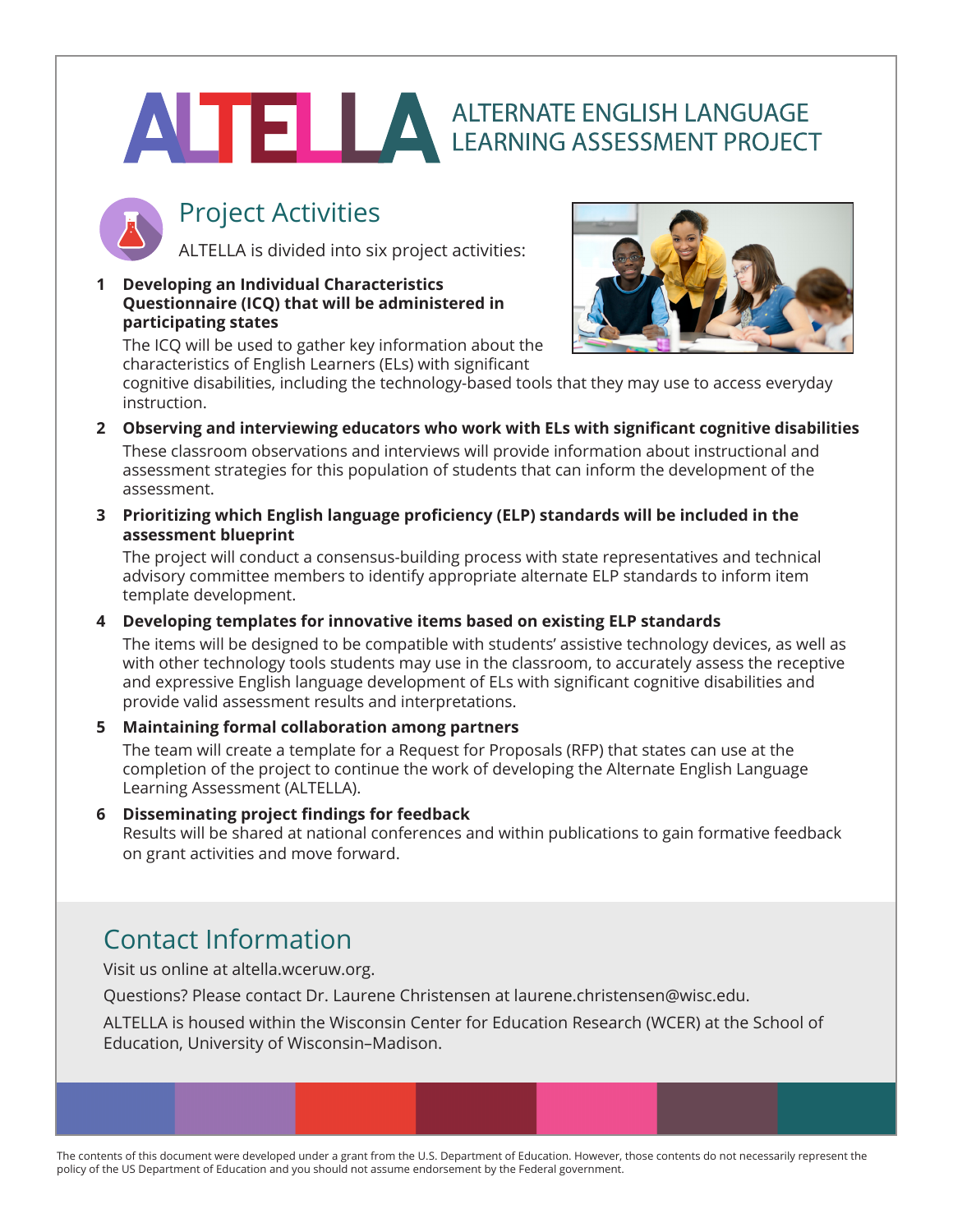# ALTELLA ALTERNATE ENGLISH LANGUAGE LEARNING ASSESSMENT PROJECT

## Project Activities

ALTELLA is divided into six project activities:

1. **Developing an Individual Characteristics Questionnaire (ICQ) that will be administered in participating states**
   The ICQ will be used to gather key information about the characteristics of English Learners (ELs) with significant cognitive disabilities, including the technology-based tools that they may use to access everyday instruction.

2. **Observing and interviewing educators who work with ELs with significant cognitive disabilities**
   These classroom observations and interviews will provide information about instructional and assessment strategies for this population of students that can inform the development of the assessment.

3. **Prioritizing which English language proficiency (ELP) standards will be included in the assessment blueprint**
   The project will conduct a consensus-building process with state representatives and technical advisory committee members to identify appropriate alternate ELP standards to inform item template development.

4. **Developing templates for innovative items based on existing ELP standards**
   The items will be designed to be compatible with students' assistive technology devices, as well as with other technology tools students may use in the classroom, to accurately assess the receptive and expressive English language development of ELs with significant cognitive disabilities and provide valid assessment results and interpretations.

5. **Maintaining formal collaboration among partners**
   The team will create a template for a Request for Proposals (RFP) that states can use at the completion of the project to continue the work of developing the Alternate English Language Learning Assessment (ALTELLA).

6. **Disseminating project findings for feedback**
   Results will be shared at national conferences and within publications to gain formative feedback on grant activities and move forward.

## Contact Information

Visit us online at altella.wceruw.org.

Questions? Please contact Dr. Laurene Christensen at laurene.christensen@wisc.edu.

ALTELLA is housed within the Wisconsin Center for Education Research (WCER) at the School of Education, University of Wisconsin–Madison.

The contents of this document were developed under a grant from the U.S. Department of Education. However, those contents do not necessarily represent the policy of the US Department of Education and you should not assume endorsement by the Federal government.